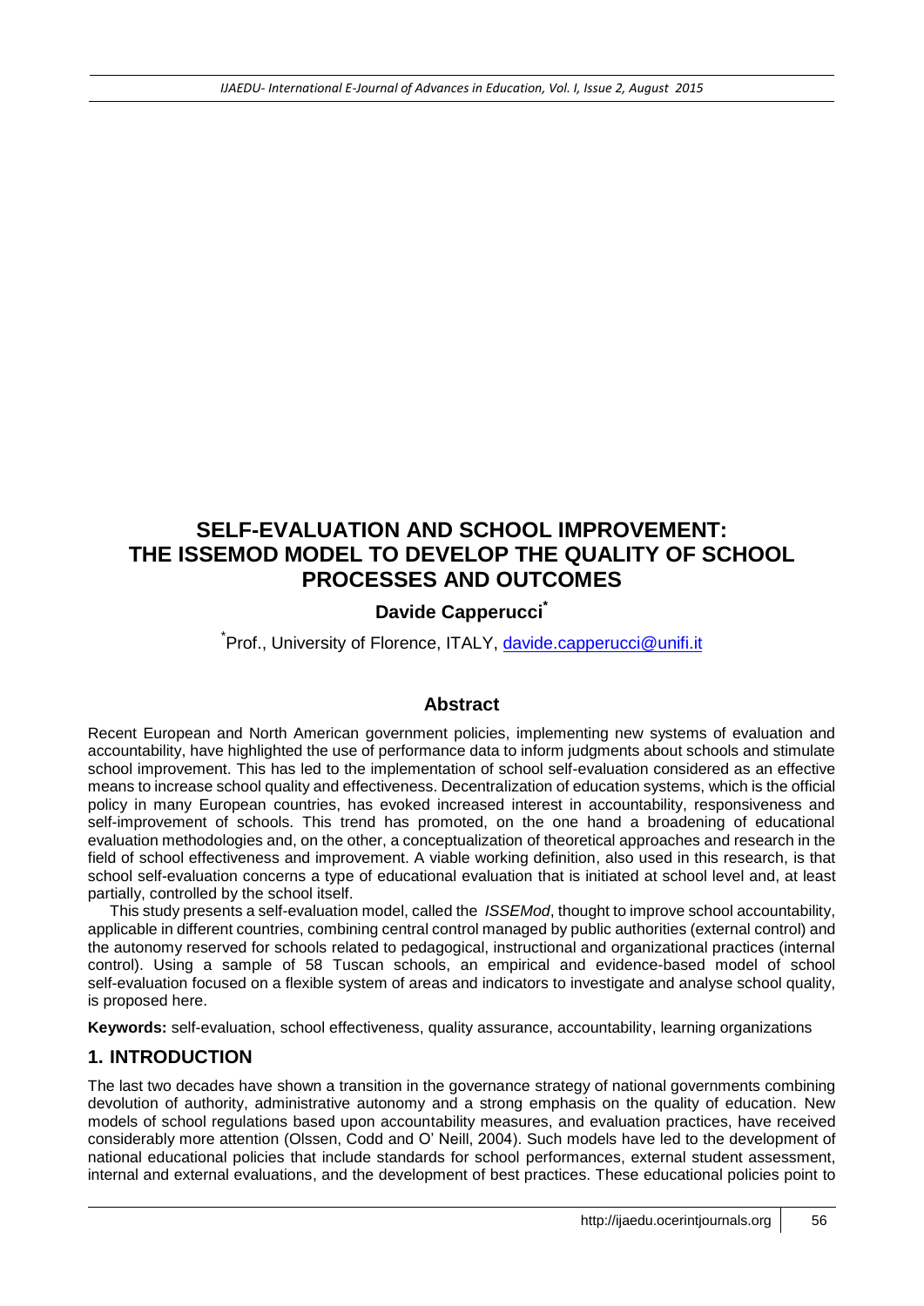# SELF-EVALUATION AND SCHOOL IMPROVEMENT: THE ISSEMOD MODEL TO DEVELOP THE QUALITY OF SCHOOL PROCESSES AND OUTCOMES

**Davide Capperucci[*]**

[*]Prof., University of Florence, ITALY, davide.capperucci@unifi.it

## Abstract

Recent European and North American government policies, implementing new systems of evaluation and accountability, have highlighted the use of performance data to inform judgments about schools and stimulate school improvement. This has led to the implementation of school self-evaluation considered as an effective means to increase school quality and effectiveness. Decentralization of education systems, which is the official policy in many European countries, has evoked increased interest in accountability, responsiveness and self-improvement of schools. This trend has promoted, on the one hand a broadening of educational evaluation methodologies and, on the other, a conceptualization of theoretical approaches and research in the field of school effectiveness and improvement. A viable working definition, also used in this research, is that school self-evaluation concerns a type of educational evaluation that is initiated at school level and, at least partially, controlled by the school itself.

This study presents a self-evaluation model, called the *ISSEMod*, thought to improve school accountability, applicable in different countries, combining central control managed by public authorities (external control) and the autonomy reserved for schools related to pedagogical, instructional and organizational practices (internal control). Using a sample of 58 Tuscan schools, an empirical and evidence-based model of school self-evaluation focused on a flexible system of areas and indicators to investigate and analyse school quality, is proposed here.

**Keywords:** self-evaluation, school effectiveness, quality assurance, accountability, learning organizations

## 1. INTRODUCTION

The last two decades have shown a transition in the governance strategy of national governments combining devolution of authority, administrative autonomy and a strong emphasis on the quality of education. New models of school regulations based upon accountability measures, and evaluation practices, have received considerably more attention (Olssen, Codd and O' Neill, 2004). Such models have led to the development of national educational policies that include standards for school performances, external student assessment, internal and external evaluations, and the development of best practices. These educational policies point to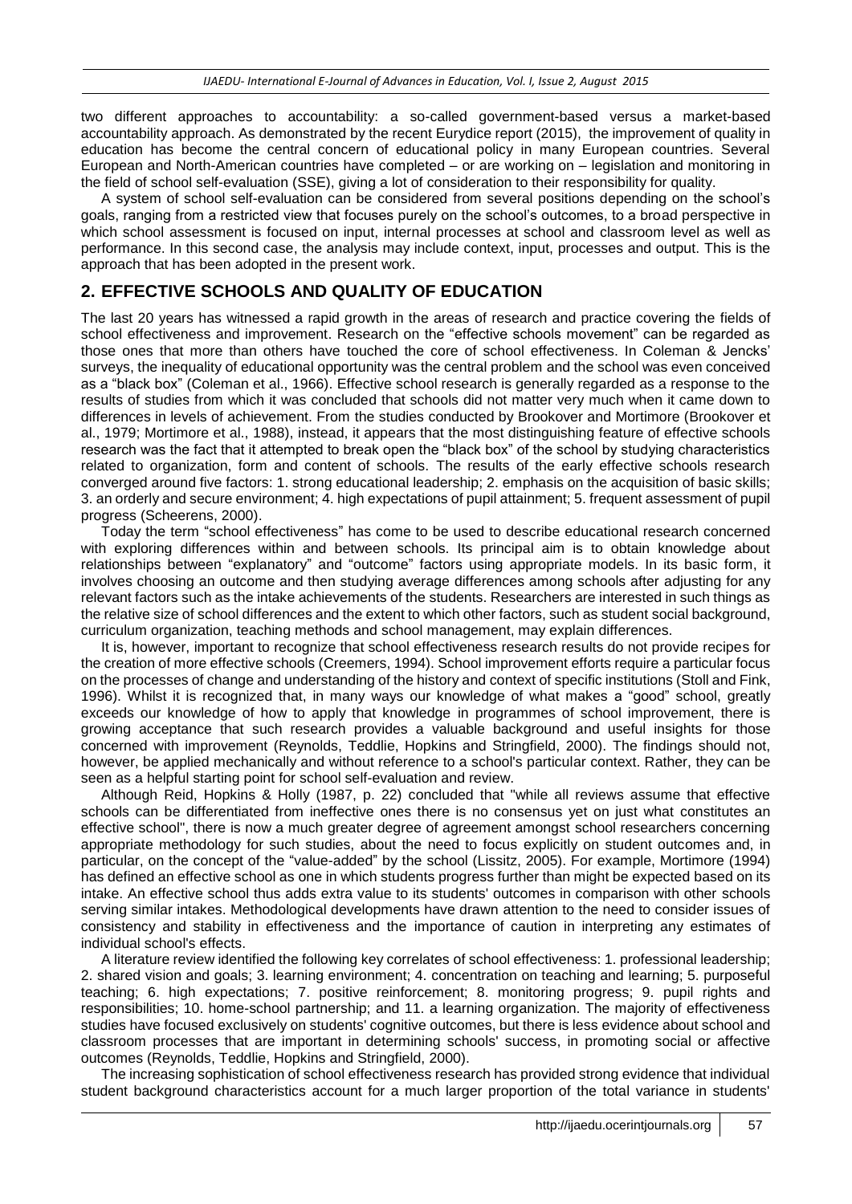two different approaches to accountability: a so-called government-based versus a market-based accountability approach. As demonstrated by the recent Eurydice report (2015), the improvement of quality in education has become the central concern of educational policy in many European countries. Several European and North-American countries have completed – or are working on – legislation and monitoring in the field of school self-evaluation (SSE), giving a lot of consideration to their responsibility for quality.

A system of school self-evaluation can be considered from several positions depending on the school's goals, ranging from a restricted view that focuses purely on the school's outcomes, to a broad perspective in which school assessment is focused on input, internal processes at school and classroom level as well as performance. In this second case, the analysis may include context, input, processes and output. This is the approach that has been adopted in the present work.

## 2. EFFECTIVE SCHOOLS AND QUALITY OF EDUCATION

The last 20 years has witnessed a rapid growth in the areas of research and practice covering the fields of school effectiveness and improvement. Research on the "effective schools movement" can be regarded as those ones that more than others have touched the core of school effectiveness. In Coleman & Jencks' surveys, the inequality of educational opportunity was the central problem and the school was even conceived as a "black box" (Coleman et al., 1966). Effective school research is generally regarded as a response to the results of studies from which it was concluded that schools did not matter very much when it came down to differences in levels of achievement. From the studies conducted by Brookover and Mortimore (Brookover et al., 1979; Mortimore et al., 1988), instead, it appears that the most distinguishing feature of effective schools research was the fact that it attempted to break open the "black box" of the school by studying characteristics related to organization, form and content of schools. The results of the early effective schools research converged around five factors: 1. strong educational leadership; 2. emphasis on the acquisition of basic skills; 3. an orderly and secure environment; 4. high expectations of pupil attainment; 5. frequent assessment of pupil progress (Scheerens, 2000).

Today the term "school effectiveness" has come to be used to describe educational research concerned with exploring differences within and between schools. Its principal aim is to obtain knowledge about relationships between "explanatory" and "outcome" factors using appropriate models. In its basic form, it involves choosing an outcome and then studying average differences among schools after adjusting for any relevant factors such as the intake achievements of the students. Researchers are interested in such things as the relative size of school differences and the extent to which other factors, such as student social background, curriculum organization, teaching methods and school management, may explain differences.

It is, however, important to recognize that school effectiveness research results do not provide recipes for the creation of more effective schools (Creemers, 1994). School improvement efforts require a particular focus on the processes of change and understanding of the history and context of specific institutions (Stoll and Fink, 1996). Whilst it is recognized that, in many ways our knowledge of what makes a "good" school, greatly exceeds our knowledge of how to apply that knowledge in programmes of school improvement, there is growing acceptance that such research provides a valuable background and useful insights for those concerned with improvement (Reynolds, Teddlie, Hopkins and Stringfield, 2000). The findings should not, however, be applied mechanically and without reference to a school's particular context. Rather, they can be seen as a helpful starting point for school self-evaluation and review.

Although Reid, Hopkins & Holly (1987, p. 22) concluded that "while all reviews assume that effective schools can be differentiated from ineffective ones there is no consensus yet on just what constitutes an effective school", there is now a much greater degree of agreement amongst school researchers concerning appropriate methodology for such studies, about the need to focus explicitly on student outcomes and, in particular, on the concept of the "value-added" by the school (Lissitz, 2005). For example, Mortimore (1994) has defined an effective school as one in which students progress further than might be expected based on its intake. An effective school thus adds extra value to its students' outcomes in comparison with other schools serving similar intakes. Methodological developments have drawn attention to the need to consider issues of consistency and stability in effectiveness and the importance of caution in interpreting any estimates of individual school's effects.

A literature review identified the following key correlates of school effectiveness: 1. professional leadership; 2. shared vision and goals; 3. learning environment; 4. concentration on teaching and learning; 5. purposeful teaching; 6. high expectations; 7. positive reinforcement; 8. monitoring progress; 9. pupil rights and responsibilities; 10. home-school partnership; and 11. a learning organization. The majority of effectiveness studies have focused exclusively on students' cognitive outcomes, but there is less evidence about school and classroom processes that are important in determining schools' success, in promoting social or affective outcomes (Reynolds, Teddlie, Hopkins and Stringfield, 2000).

The increasing sophistication of school effectiveness research has provided strong evidence that individual student background characteristics account for a much larger proportion of the total variance in students'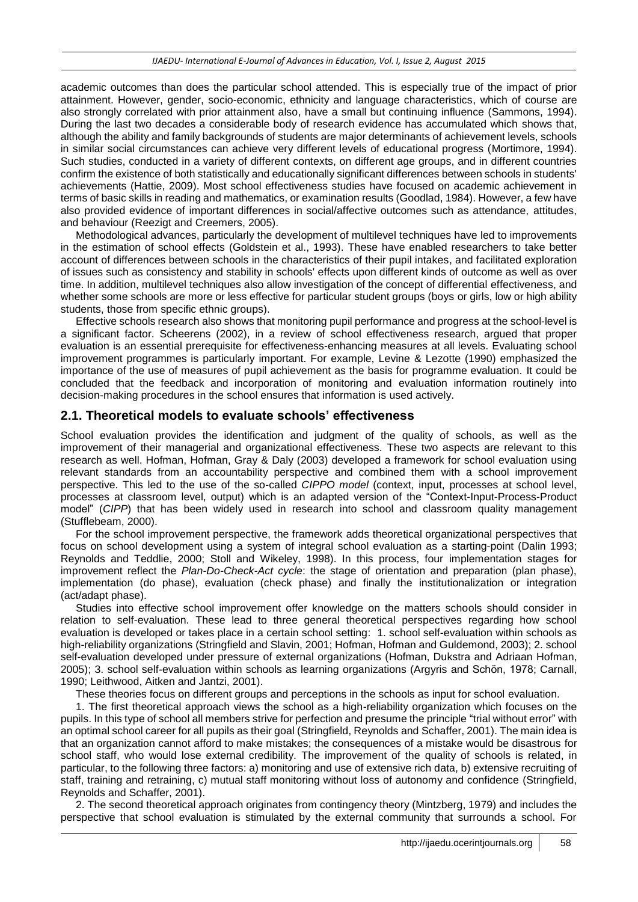academic outcomes than does the particular school attended. This is especially true of the impact of prior attainment. However, gender, socio-economic, ethnicity and language characteristics, which of course are also strongly correlated with prior attainment also, have a small but continuing influence (Sammons, 1994). During the last two decades a considerable body of research evidence has accumulated which shows that, although the ability and family backgrounds of students are major determinants of achievement levels, schools in similar social circumstances can achieve very different levels of educational progress (Mortimore, 1994). Such studies, conducted in a variety of different contexts, on different age groups, and in different countries confirm the existence of both statistically and educationally significant differences between schools in students' achievements (Hattie, 2009). Most school effectiveness studies have focused on academic achievement in terms of basic skills in reading and mathematics, or examination results (Goodlad, 1984). However, a few have also provided evidence of important differences in social/affective outcomes such as attendance, attitudes, and behaviour (Reezigt and Creemers, 2005).

Methodological advances, particularly the development of multilevel techniques have led to improvements in the estimation of school effects (Goldstein et al., 1993). These have enabled researchers to take better account of differences between schools in the characteristics of their pupil intakes, and facilitated exploration of issues such as consistency and stability in schools' effects upon different kinds of outcome as well as over time. In addition, multilevel techniques also allow investigation of the concept of differential effectiveness, and whether some schools are more or less effective for particular student groups (boys or girls, low or high ability students, those from specific ethnic groups).

Effective schools research also shows that monitoring pupil performance and progress at the school-level is a significant factor. Scheerens (2002), in a review of school effectiveness research, argued that proper evaluation is an essential prerequisite for effectiveness-enhancing measures at all levels. Evaluating school improvement programmes is particularly important. For example, Levine & Lezotte (1990) emphasized the importance of the use of measures of pupil achievement as the basis for programme evaluation. It could be concluded that the feedback and incorporation of monitoring and evaluation information routinely into decision-making procedures in the school ensures that information is used actively.

## 2.1. Theoretical models to evaluate schools' effectiveness

School evaluation provides the identification and judgment of the quality of schools, as well as the improvement of their managerial and organizational effectiveness. These two aspects are relevant to this research as well. Hofman, Hofman, Gray & Daly (2003) developed a framework for school evaluation using relevant standards from an accountability perspective and combined them with a school improvement perspective. This led to the use of the so-called *CIPPO model* (context, input, processes at school level, processes at classroom level, output) which is an adapted version of the "Context-Input-Process-Product model" (*CIPP*) that has been widely used in research into school and classroom quality management (Stufflebeam, 2000).

For the school improvement perspective, the framework adds theoretical organizational perspectives that focus on school development using a system of integral school evaluation as a starting-point (Dalin 1993; Reynolds and Teddlie, 2000; Stoll and Wikeley, 1998). In this process, four implementation stages for improvement reflect the *Plan-Do-Check-Act cycle*: the stage of orientation and preparation (plan phase), implementation (do phase), evaluation (check phase) and finally the institutionalization or integration (act/adapt phase).

Studies into effective school improvement offer knowledge on the matters schools should consider in relation to self-evaluation. These lead to three general theoretical perspectives regarding how school evaluation is developed or takes place in a certain school setting: 1. school self-evaluation within schools as high-reliability organizations (Stringfield and Slavin, 2001; Hofman, Hofman and Guldemond, 2003); 2. school self-evaluation developed under pressure of external organizations (Hofman, Dukstra and Adriaan Hofman, 2005); 3. school self-evaluation within schools as learning organizations (Argyris and Schön, 1978; Carnall, 1990; Leithwood, Aitken and Jantzi, 2001).

These theories focus on different groups and perceptions in the schools as input for school evaluation.

1. The first theoretical approach views the school as a high-reliability organization which focuses on the pupils. In this type of school all members strive for perfection and presume the principle "trial without error" with an optimal school career for all pupils as their goal (Stringfield, Reynolds and Schaffer, 2001). The main idea is that an organization cannot afford to make mistakes; the consequences of a mistake would be disastrous for school staff, who would lose external credibility. The improvement of the quality of schools is related, in particular, to the following three factors: a) monitoring and use of extensive rich data, b) extensive recruiting of staff, training and retraining, c) mutual staff monitoring without loss of autonomy and confidence (Stringfield, Reynolds and Schaffer, 2001).

2. The second theoretical approach originates from contingency theory (Mintzberg, 1979) and includes the perspective that school evaluation is stimulated by the external community that surrounds a school. For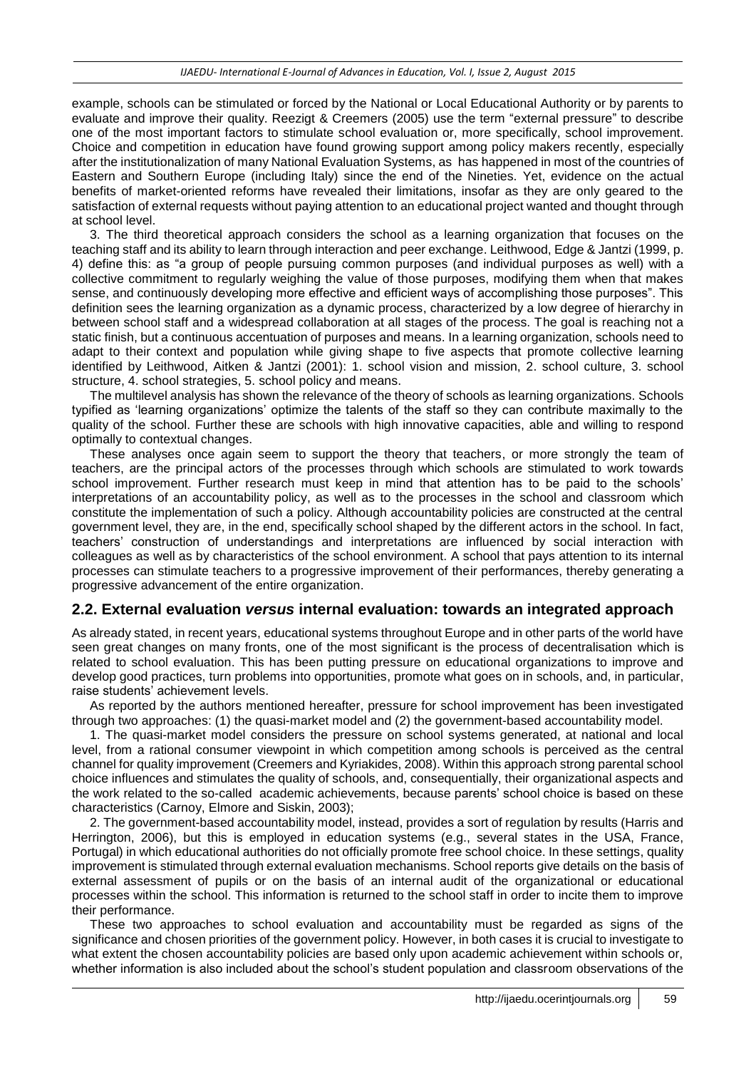example, schools can be stimulated or forced by the National or Local Educational Authority or by parents to evaluate and improve their quality. Reezigt & Creemers (2005) use the term "external pressure" to describe one of the most important factors to stimulate school evaluation or, more specifically, school improvement. Choice and competition in education have found growing support among policy makers recently, especially after the institutionalization of many National Evaluation Systems, as has happened in most of the countries of Eastern and Southern Europe (including Italy) since the end of the Nineties. Yet, evidence on the actual benefits of market-oriented reforms have revealed their limitations, insofar as they are only geared to the satisfaction of external requests without paying attention to an educational project wanted and thought through at school level.

3. The third theoretical approach considers the school as a learning organization that focuses on the teaching staff and its ability to learn through interaction and peer exchange. Leithwood, Edge & Jantzi (1999, p. 4) define this: as "a group of people pursuing common purposes (and individual purposes as well) with a collective commitment to regularly weighing the value of those purposes, modifying them when that makes sense, and continuously developing more effective and efficient ways of accomplishing those purposes". This definition sees the learning organization as a dynamic process, characterized by a low degree of hierarchy in between school staff and a widespread collaboration at all stages of the process. The goal is reaching not a static finish, but a continuous accentuation of purposes and means. In a learning organization, schools need to adapt to their context and population while giving shape to five aspects that promote collective learning identified by Leithwood, Aitken & Jantzi (2001): 1. school vision and mission, 2. school culture, 3. school structure, 4. school strategies, 5. school policy and means.

The multilevel analysis has shown the relevance of the theory of schools as learning organizations. Schools typified as 'learning organizations' optimize the talents of the staff so they can contribute maximally to the quality of the school. Further these are schools with high innovative capacities, able and willing to respond optimally to contextual changes.

These analyses once again seem to support the theory that teachers, or more strongly the team of teachers, are the principal actors of the processes through which schools are stimulated to work towards school improvement. Further research must keep in mind that attention has to be paid to the schools' interpretations of an accountability policy, as well as to the processes in the school and classroom which constitute the implementation of such a policy. Although accountability policies are constructed at the central government level, they are, in the end, specifically school shaped by the different actors in the school. In fact, teachers' construction of understandings and interpretations are influenced by social interaction with colleagues as well as by characteristics of the school environment. A school that pays attention to its internal processes can stimulate teachers to a progressive improvement of their performances, thereby generating a progressive advancement of the entire organization.

## 2.2. External evaluation *versus* internal evaluation: towards an integrated approach

As already stated, in recent years, educational systems throughout Europe and in other parts of the world have seen great changes on many fronts, one of the most significant is the process of decentralisation which is related to school evaluation. This has been putting pressure on educational organizations to improve and develop good practices, turn problems into opportunities, promote what goes on in schools, and, in particular, raise students' achievement levels.

As reported by the authors mentioned hereafter, pressure for school improvement has been investigated through two approaches: (1) the quasi-market model and (2) the government-based accountability model.

1. The quasi-market model considers the pressure on school systems generated, at national and local level, from a rational consumer viewpoint in which competition among schools is perceived as the central channel for quality improvement (Creemers and Kyriakides, 2008). Within this approach strong parental school choice influences and stimulates the quality of schools, and, consequentially, their organizational aspects and the work related to the so-called academic achievements, because parents' school choice is based on these characteristics (Carnoy, Elmore and Siskin, 2003);

2. The government-based accountability model, instead, provides a sort of regulation by results (Harris and Herrington, 2006), but this is employed in education systems (e.g., several states in the USA, France, Portugal) in which educational authorities do not officially promote free school choice. In these settings, quality improvement is stimulated through external evaluation mechanisms. School reports give details on the basis of external assessment of pupils or on the basis of an internal audit of the organizational or educational processes within the school. This information is returned to the school staff in order to incite them to improve their performance.

These two approaches to school evaluation and accountability must be regarded as signs of the significance and chosen priorities of the government policy. However, in both cases it is crucial to investigate to what extent the chosen accountability policies are based only upon academic achievement within schools or, whether information is also included about the school's student population and classroom observations of the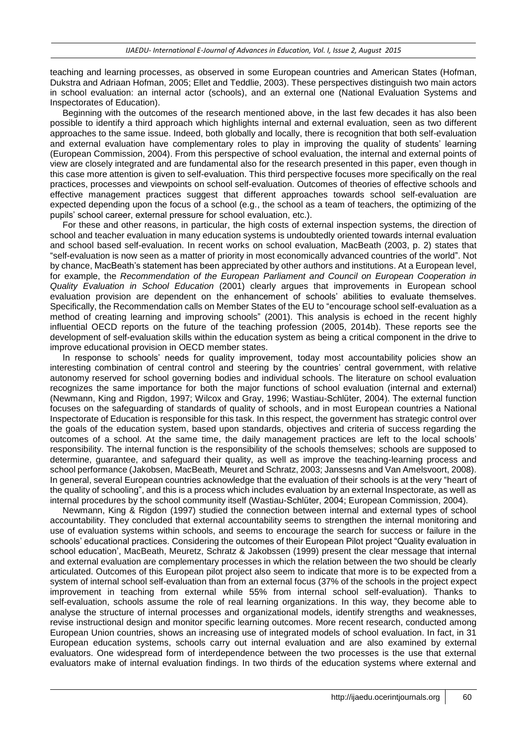teaching and learning processes, as observed in some European countries and American States (Hofman, Dukstra and Adriaan Hofman, 2005; Ellet and Teddlie, 2003). These perspectives distinguish two main actors in school evaluation: an internal actor (schools), and an external one (National Evaluation Systems and Inspectorates of Education).

Beginning with the outcomes of the research mentioned above, in the last few decades it has also been possible to identify a third approach which highlights internal and external evaluation, seen as two different approaches to the same issue. Indeed, both globally and locally, there is recognition that both self-evaluation and external evaluation have complementary roles to play in improving the quality of students' learning (European Commission, 2004). From this perspective of school evaluation, the internal and external points of view are closely integrated and are fundamental also for the research presented in this paper, even though in this case more attention is given to self-evaluation. This third perspective focuses more specifically on the real practices, processes and viewpoints on school self-evaluation. Outcomes of theories of effective schools and effective management practices suggest that different approaches towards school self-evaluation are expected depending upon the focus of a school (e.g., the school as a team of teachers, the optimizing of the pupils' school career, external pressure for school evaluation, etc.).

For these and other reasons, in particular, the high costs of external inspection systems, the direction of school and teacher evaluation in many education systems is undoubtedly oriented towards internal evaluation and school based self-evaluation. In recent works on school evaluation, MacBeath (2003, p. 2) states that "self-evaluation is now seen as a matter of priority in most economically advanced countries of the world". Not by chance, MacBeath's statement has been appreciated by other authors and institutions. At a European level, for example, the *Recommendation of the European Parliament and Council on European Cooperation in Quality Evaluation in School Education* (2001) clearly argues that improvements in European school evaluation provision are dependent on the enhancement of schools' abilities to evaluate themselves. Specifically, the Recommendation calls on Member States of the EU to "encourage school self-evaluation as a method of creating learning and improving schools" (2001). This analysis is echoed in the recent highly influential OECD reports on the future of the teaching profession (2005, 2014b). These reports see the development of self-evaluation skills within the education system as being a critical component in the drive to improve educational provision in OECD member states.

In response to schools' needs for quality improvement, today most accountability policies show an interesting combination of central control and steering by the countries' central government, with relative autonomy reserved for school governing bodies and individual schools. The literature on school evaluation recognizes the same importance for both the major functions of school evaluation (internal and external) (Newmann, King and Rigdon, 1997; Wilcox and Gray, 1996; Wastiau-Schlüter, 2004). The external function focuses on the safeguarding of standards of quality of schools, and in most European countries a National Inspectorate of Education is responsible for this task. In this respect, the government has strategic control over the goals of the education system, based upon standards, objectives and criteria of success regarding the outcomes of a school. At the same time, the daily management practices are left to the local schools' responsibility. The internal function is the responsibility of the schools themselves; schools are supposed to determine, guarantee, and safeguard their quality, as well as improve the teaching-learning process and school performance (Jakobsen, MacBeath, Meuret and Schratz, 2003; Janssesns and Van Amelsvoort, 2008). In general, several European countries acknowledge that the evaluation of their schools is at the very "heart of the quality of schooling", and this is a process which includes evaluation by an external Inspectorate, as well as internal procedures by the school community itself (Wastiau-Schlüter, 2004; European Commission, 2004).

Newmann, King & Rigdon (1997) studied the connection between internal and external types of school accountability. They concluded that external accountability seems to strengthen the internal monitoring and use of evaluation systems within schools, and seems to encourage the search for success or failure in the schools' educational practices. Considering the outcomes of their European Pilot project "Quality evaluation in school education', MacBeath, Meuretz, Schratz & Jakobssen (1999) present the clear message that internal and external evaluation are complementary processes in which the relation between the two should be clearly articulated. Outcomes of this European pilot project also seem to indicate that more is to be expected from a system of internal school self-evaluation than from an external focus (37% of the schools in the project expect improvement in teaching from external while 55% from internal school self-evaluation). Thanks to self-evaluation, schools assume the role of real learning organizations. In this way, they become able to analyse the structure of internal processes and organizational models, identify strengths and weaknesses, revise instructional design and monitor specific learning outcomes. More recent research, conducted among European Union countries, shows an increasing use of integrated models of school evaluation. In fact, in 31 European education systems, schools carry out internal evaluation and are also examined by external evaluators. One widespread form of interdependence between the two processes is the use that external evaluators make of internal evaluation findings. In two thirds of the education systems where external and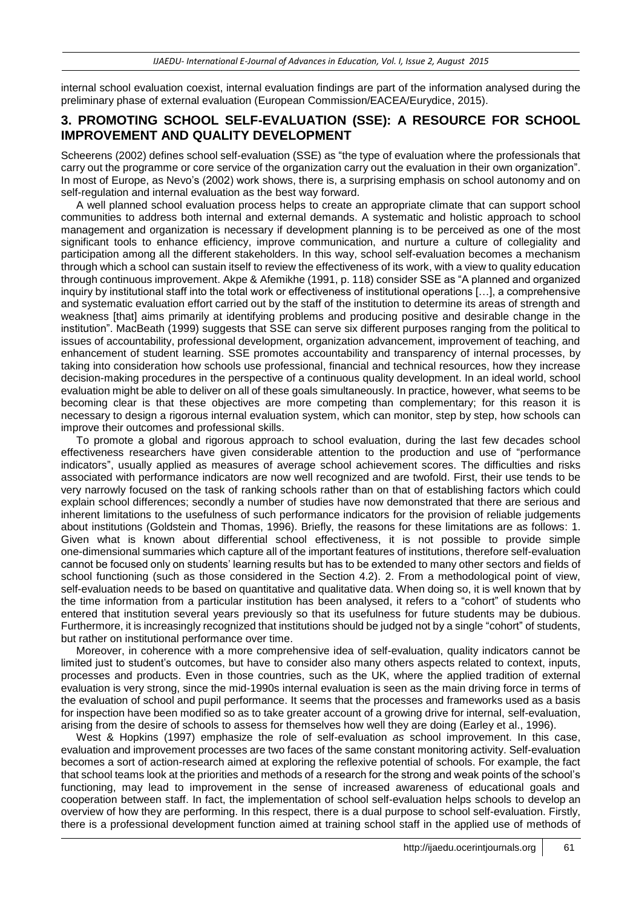internal school evaluation coexist, internal evaluation findings are part of the information analysed during the preliminary phase of external evaluation (European Commission/EACEA/Eurydice, 2015).

## 3. PROMOTING SCHOOL SELF-EVALUATION (SSE): A RESOURCE FOR SCHOOL IMPROVEMENT AND QUALITY DEVELOPMENT

Scheerens (2002) defines school self-evaluation (SSE) as "the type of evaluation where the professionals that carry out the programme or core service of the organization carry out the evaluation in their own organization". In most of Europe, as Nevo's (2002) work shows, there is, a surprising emphasis on school autonomy and on self-regulation and internal evaluation as the best way forward.

A well planned school evaluation process helps to create an appropriate climate that can support school communities to address both internal and external demands. A systematic and holistic approach to school management and organization is necessary if development planning is to be perceived as one of the most significant tools to enhance efficiency, improve communication, and nurture a culture of collegiality and participation among all the different stakeholders. In this way, school self-evaluation becomes a mechanism through which a school can sustain itself to review the effectiveness of its work, with a view to quality education through continuous improvement. Akpe & Afemikhe (1991, p. 118) consider SSE as "A planned and organized inquiry by institutional staff into the total work or effectiveness of institutional operations […], a comprehensive and systematic evaluation effort carried out by the staff of the institution to determine its areas of strength and weakness [that] aims primarily at identifying problems and producing positive and desirable change in the institution". MacBeath (1999) suggests that SSE can serve six different purposes ranging from the political to issues of accountability, professional development, organization advancement, improvement of teaching, and enhancement of student learning. SSE promotes accountability and transparency of internal processes, by taking into consideration how schools use professional, financial and technical resources, how they increase decision-making procedures in the perspective of a continuous quality development. In an ideal world, school evaluation might be able to deliver on all of these goals simultaneously. In practice, however, what seems to be becoming clear is that these objectives are more competing than complementary; for this reason it is necessary to design a rigorous internal evaluation system, which can monitor, step by step, how schools can improve their outcomes and professional skills.

To promote a global and rigorous approach to school evaluation, during the last few decades school effectiveness researchers have given considerable attention to the production and use of "performance indicators", usually applied as measures of average school achievement scores. The difficulties and risks associated with performance indicators are now well recognized and are twofold. First, their use tends to be very narrowly focused on the task of ranking schools rather than on that of establishing factors which could explain school differences; secondly a number of studies have now demonstrated that there are serious and inherent limitations to the usefulness of such performance indicators for the provision of reliable judgements about institutions (Goldstein and Thomas, 1996). Briefly, the reasons for these limitations are as follows: 1. Given what is known about differential school effectiveness, it is not possible to provide simple one-dimensional summaries which capture all of the important features of institutions, therefore self-evaluation cannot be focused only on students' learning results but has to be extended to many other sectors and fields of school functioning (such as those considered in the Section 4.2). 2. From a methodological point of view, self-evaluation needs to be based on quantitative and qualitative data. When doing so, it is well known that by the time information from a particular institution has been analysed, it refers to a "cohort" of students who entered that institution several years previously so that its usefulness for future students may be dubious. Furthermore, it is increasingly recognized that institutions should be judged not by a single "cohort" of students, but rather on institutional performance over time.

Moreover, in coherence with a more comprehensive idea of self-evaluation, quality indicators cannot be limited just to student's outcomes, but have to consider also many others aspects related to context, inputs, processes and products. Even in those countries, such as the UK, where the applied tradition of external evaluation is very strong, since the mid-1990s internal evaluation is seen as the main driving force in terms of the evaluation of school and pupil performance. It seems that the processes and frameworks used as a basis for inspection have been modified so as to take greater account of a growing drive for internal, self-evaluation, arising from the desire of schools to assess for themselves how well they are doing (Earley et al., 1996).

West & Hopkins (1997) emphasize the role of self-evaluation *as* school improvement. In this case, evaluation and improvement processes are two faces of the same constant monitoring activity. Self-evaluation becomes a sort of action-research aimed at exploring the reflexive potential of schools. For example, the fact that school teams look at the priorities and methods of a research for the strong and weak points of the school's functioning, may lead to improvement in the sense of increased awareness of educational goals and cooperation between staff. In fact, the implementation of school self-evaluation helps schools to develop an overview of how they are performing. In this respect, there is a dual purpose to school self-evaluation. Firstly, there is a professional development function aimed at training school staff in the applied use of methods of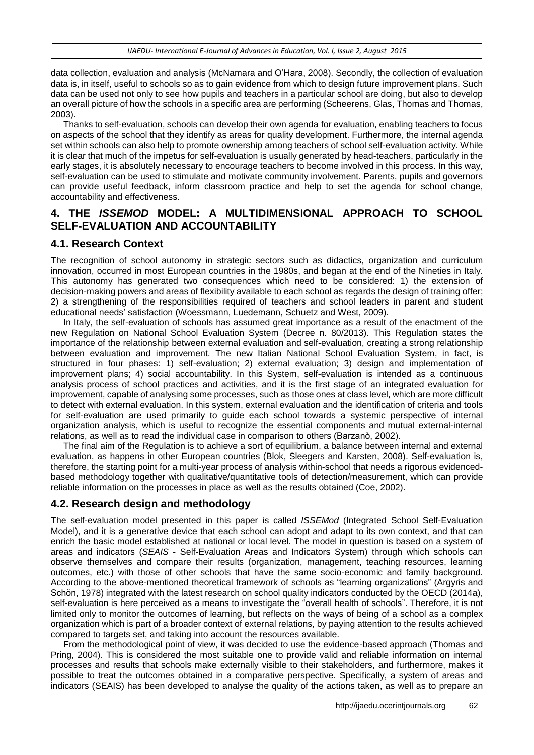data collection, evaluation and analysis (McNamara and O'Hara, 2008). Secondly, the collection of evaluation data is, in itself, useful to schools so as to gain evidence from which to design future improvement plans. Such data can be used not only to see how pupils and teachers in a particular school are doing, but also to develop an overall picture of how the schools in a specific area are performing (Scheerens, Glas, Thomas and Thomas, 2003).

Thanks to self-evaluation, schools can develop their own agenda for evaluation, enabling teachers to focus on aspects of the school that they identify as areas for quality development. Furthermore, the internal agenda set within schools can also help to promote ownership among teachers of school self-evaluation activity. While it is clear that much of the impetus for self-evaluation is usually generated by head-teachers, particularly in the early stages, it is absolutely necessary to encourage teachers to become involved in this process. In this way, self-evaluation can be used to stimulate and motivate community involvement. Parents, pupils and governors can provide useful feedback, inform classroom practice and help to set the agenda for school change, accountability and effectiveness.

## 4. THE *ISSEMOD* MODEL: A MULTIDIMENSIONAL APPROACH TO SCHOOL SELF-EVALUATION AND ACCOUNTABILITY

### 4.1. Research Context

The recognition of school autonomy in strategic sectors such as didactics, organization and curriculum innovation, occurred in most European countries in the 1980s, and began at the end of the Nineties in Italy. This autonomy has generated two consequences which need to be considered: 1) the extension of decision-making powers and areas of flexibility available to each school as regards the design of training offer; 2) a strengthening of the responsibilities required of teachers and school leaders in parent and student educational needs' satisfaction (Woessmann, Luedemann, Schuetz and West, 2009).

In Italy, the self-evaluation of schools has assumed great importance as a result of the enactment of the new Regulation on National School Evaluation System (Decree n. 80/2013). This Regulation states the importance of the relationship between external evaluation and self-evaluation, creating a strong relationship between evaluation and improvement. The new Italian National School Evaluation System, in fact, is structured in four phases: 1) self-evaluation; 2) external evaluation; 3) design and implementation of improvement plans; 4) social accountability. In this System, self-evaluation is intended as a continuous analysis process of school practices and activities, and it is the first stage of an integrated evaluation for improvement, capable of analysing some processes, such as those ones at class level, which are more difficult to detect with external evaluation. In this system, external evaluation and the identification of criteria and tools for self-evaluation are used primarily to guide each school towards a systemic perspective of internal organization analysis, which is useful to recognize the essential components and mutual external-internal relations, as well as to read the individual case in comparison to others (Barzanò, 2002).

The final aim of the Regulation is to achieve a sort of equilibrium, a balance between internal and external evaluation, as happens in other European countries (Blok, Sleegers and Karsten, 2008). Self-evaluation is, therefore, the starting point for a multi-year process of analysis within-school that needs a rigorous evidenced-based methodology together with qualitative/quantitative tools of detection/measurement, which can provide reliable information on the processes in place as well as the results obtained (Coe, 2002).

### 4.2. Research design and methodology

The self-evaluation model presented in this paper is called *ISSEMod* (Integrated School Self-Evaluation Model), and it is a generative device that each school can adopt and adapt to its own context, and that can enrich the basic model established at national or local level. The model in question is based on a system of areas and indicators (*SEAIS* - Self-Evaluation Areas and Indicators System) through which schools can observe themselves and compare their results (organization, management, teaching resources, learning outcomes, etc.) with those of other schools that have the same socio-economic and family background. According to the above-mentioned theoretical framework of schools as "learning organizations" (Argyris and Schön, 1978) integrated with the latest research on school quality indicators conducted by the OECD (2014a), self-evaluation is here perceived as a means to investigate the "overall health of schools". Therefore, it is not limited only to monitor the outcomes of learning, but reflects on the ways of being of a school as a complex organization which is part of a broader context of external relations, by paying attention to the results achieved compared to targets set, and taking into account the resources available.

From the methodological point of view, it was decided to use the evidence-based approach (Thomas and Pring, 2004). This is considered the most suitable one to provide valid and reliable information on internal processes and results that schools make externally visible to their stakeholders, and furthermore, makes it possible to treat the outcomes obtained in a comparative perspective. Specifically, a system of areas and indicators (SEAIS) has been developed to analyse the quality of the actions taken, as well as to prepare an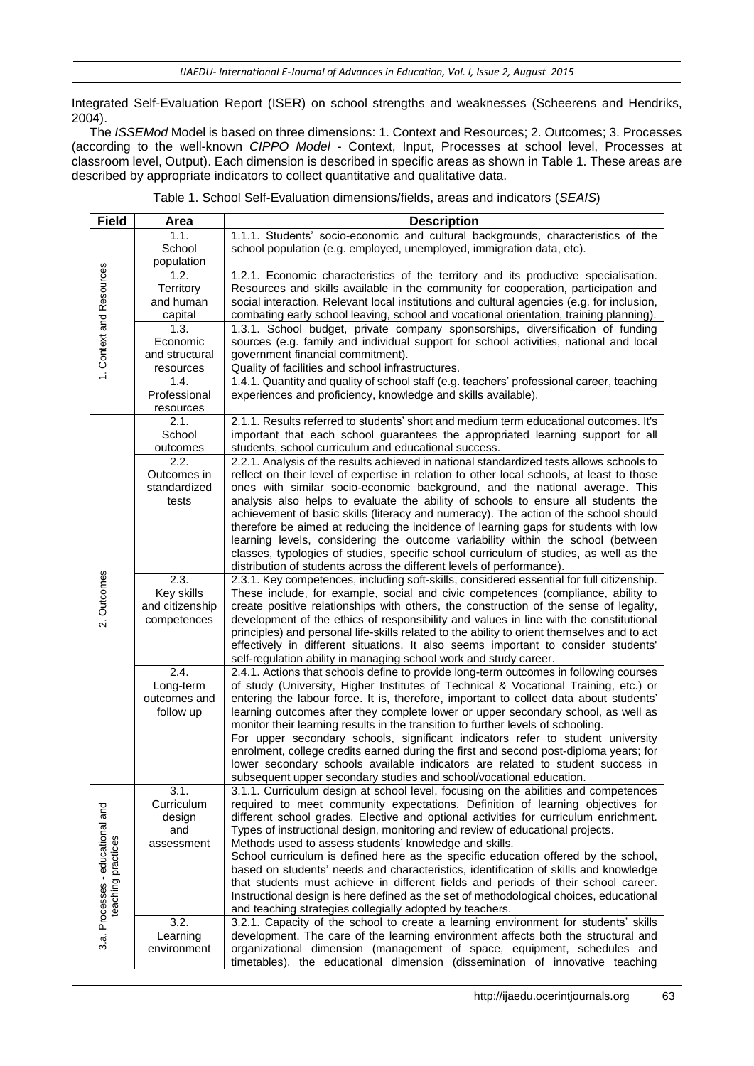Integrated Self-Evaluation Report (ISER) on school strengths and weaknesses (Scheerens and Hendriks, 2004).

The *ISSEMod* Model is based on three dimensions: 1. Context and Resources; 2. Outcomes; 3. Processes (according to the well-known *CIPPO Model* - Context, Input, Processes at school level, Processes at classroom level, Output). Each dimension is described in specific areas as shown in Table 1. These areas are described by appropriate indicators to collect quantitative and qualitative data.

Table 1. School Self-Evaluation dimensions/fields, areas and indicators (*SEAIS*)

| Field | Area | Description |
|---|---|---|
| 1. Context and Resources | 1.1. School population | 1.1.1. Students' socio-economic and cultural backgrounds, characteristics of the school population (e.g. employed, unemployed, immigration data, etc). |
| | 1.2. Territory and human capital | 1.2.1. Economic characteristics of the territory and its productive specialisation. Resources and skills available in the community for cooperation, participation and social interaction. Relevant local institutions and cultural agencies (e.g. for inclusion, combating early school leaving, school and vocational orientation, training planning). |
| | 1.3. Economic and structural resources | 1.3.1. School budget, private company sponsorships, diversification of funding sources (e.g. family and individual support for school activities, national and local government financial commitment). Quality of facilities and school infrastructures. |
| | 1.4. Professional resources | 1.4.1. Quantity and quality of school staff (e.g. teachers' professional career, teaching experiences and proficiency, knowledge and skills available). |
| 2. Outcomes | 2.1. School outcomes | 2.1.1. Results referred to students' short and medium term educational outcomes. It's important that each school guarantees the appropriated learning support for all students, school curriculum and educational success. |
| | 2.2. Outcomes in standardized tests | 2.2.1. Analysis of the results achieved in national standardized tests allows schools to reflect on their level of expertise in relation to other local schools, at least to those ones with similar socio-economic background, and the national average. This analysis also helps to evaluate the ability of schools to ensure all students the achievement of basic skills (literacy and numeracy). The action of the school should therefore be aimed at reducing the incidence of learning gaps for students with low learning levels, considering the outcome variability within the school (between classes, typologies of studies, specific school curriculum of studies, as well as the distribution of students across the different levels of performance). |
| | 2.3. Key skills and citizenship competences | 2.3.1. Key competences, including soft-skills, considered essential for full citizenship. These include, for example, social and civic competences (compliance, ability to create positive relationships with others, the construction of the sense of legality, development of the ethics of responsibility and values in line with the constitutional principles) and personal life-skills related to the ability to orient themselves and to act effectively in different situations. It also seems important to consider students' self-regulation ability in managing school work and study career. |
| | 2.4. Long-term outcomes and follow up | 2.4.1. Actions that schools define to provide long-term outcomes in following courses of study (University, Higher Institutes of Technical & Vocational Training, etc.) or entering the labour force. It is, therefore, important to collect data about students' learning outcomes after they complete lower or upper secondary school, as well as monitor their learning results in the transition to further levels of schooling. For upper secondary schools, significant indicators refer to student university enrolment, college credits earned during the first and second post-diploma years; for lower secondary schools available indicators are related to student success in subsequent upper secondary studies and school/vocational education. |
| 3.a. Processes - educational and teaching practices | 3.1. Curriculum design and assessment | 3.1.1. Curriculum design at school level, focusing on the abilities and competences required to meet community expectations. Definition of learning objectives for different school grades. Elective and optional activities for curriculum enrichment. Types of instructional design, monitoring and review of educational projects. Methods used to assess students' knowledge and skills. School curriculum is defined here as the specific education offered by the school, based on students' needs and characteristics, identification of skills and knowledge that students must achieve in different fields and periods of their school career. Instructional design is here defined as the set of methodological choices, educational and teaching strategies collegially adopted by teachers. |
| | 3.2. Learning environment | 3.2.1. Capacity of the school to create a learning environment for students' skills development. The care of the learning environment affects both the structural and organizational dimension (management of space, equipment, schedules and timetables), the educational dimension (dissemination of innovative teaching |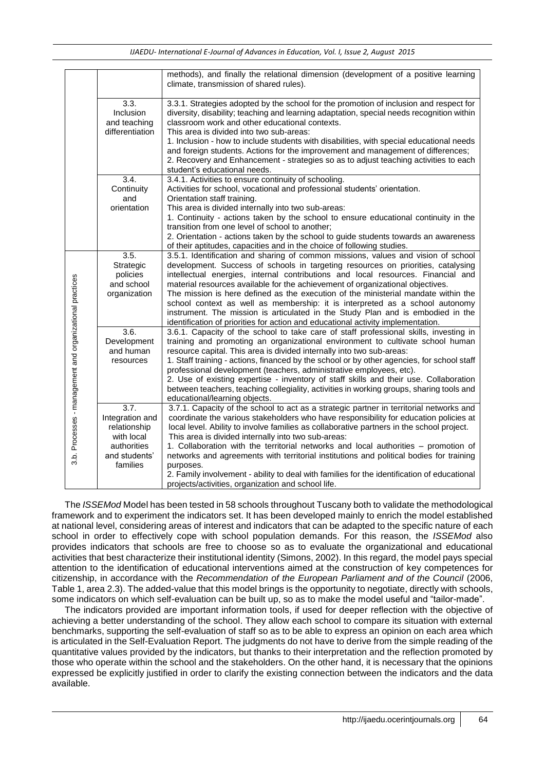|  |  | methods), and finally the relational dimension (development of a positive learning climate, transmission of shared rules). |
|---|---|---|
|  | 3.3. Inclusion and teaching differentiation | 3.3.1. Strategies adopted by the school for the promotion of inclusion and respect for diversity, disability; teaching and learning adaptation, special needs recognition within classroom work and other educational contexts. This area is divided into two sub-areas: 1. Inclusion - how to include students with disabilities, with special educational needs and foreign students. Actions for the improvement and management of differences; 2. Recovery and Enhancement - strategies so as to adjust teaching activities to each student's educational needs. |
|  | 3.4. Continuity and orientation | 3.4.1. Activities to ensure continuity of schooling. Activities for school, vocational and professional students' orientation. Orientation staff training. This area is divided internally into two sub-areas: 1. Continuity - actions taken by the school to ensure educational continuity in the transition from one level of school to another; 2. Orientation - actions taken by the school to guide students towards an awareness of their aptitudes, capacities and in the choice of following studies. |
| 3.b. Processes - management and organizational practices | 3.5. Strategic policies and school organization | 3.5.1. Identification and sharing of common missions, values and vision of school development. Success of schools in targeting resources on priorities, catalysing intellectual energies, internal contributions and local resources. Financial and material resources available for the achievement of organizational objectives. The mission is here defined as the execution of the ministerial mandate within the school context as well as membership: it is interpreted as a school autonomy instrument. The mission is articulated in the Study Plan and is embodied in the identification of priorities for action and educational activity implementation. |
|  | 3.6. Development and human resources | 3.6.1. Capacity of the school to take care of staff professional skills, investing in training and promoting an organizational environment to cultivate school human resource capital. This area is divided internally into two sub-areas: 1. Staff training - actions, financed by the school or by other agencies, for school staff professional development (teachers, administrative employees, etc). 2. Use of existing expertise - inventory of staff skills and their use. Collaboration between teachers, teaching collegiality, activities in working groups, sharing tools and educational/learning objects. |
|  | 3.7. Integration and relationship with local authorities and students' families | 3.7.1. Capacity of the school to act as a strategic partner in territorial networks and coordinate the various stakeholders who have responsibility for education policies at local level. Ability to involve families as collaborative partners in the school project. This area is divided internally into two sub-areas: 1. Collaboration with the territorial networks and local authorities – promotion of networks and agreements with territorial institutions and political bodies for training purposes. 2. Family involvement - ability to deal with families for the identification of educational projects/activities, organization and school life. |

The *ISSEMod* Model has been tested in 58 schools throughout Tuscany both to validate the methodological framework and to experiment the indicators set. It has been developed mainly to enrich the model established at national level, considering areas of interest and indicators that can be adapted to the specific nature of each school in order to effectively cope with school population demands. For this reason, the *ISSEMod* also provides indicators that schools are free to choose so as to evaluate the organizational and educational activities that best characterize their institutional identity (Simons, 2002). In this regard, the model pays special attention to the identification of educational interventions aimed at the construction of key competences for citizenship, in accordance with the *Recommendation of the European Parliament and of the Council* (2006, Table 1, area 2.3). The added-value that this model brings is the opportunity to negotiate, directly with schools, some indicators on which self-evaluation can be built up, so as to make the model useful and "tailor-made".

The indicators provided are important information tools, if used for deeper reflection with the objective of achieving a better understanding of the school. They allow each school to compare its situation with external benchmarks, supporting the self-evaluation of staff so as to be able to express an opinion on each area which is articulated in the Self-Evaluation Report. The judgments do not have to derive from the simple reading of the quantitative values provided by the indicators, but thanks to their interpretation and the reflection promoted by those who operate within the school and the stakeholders. On the other hand, it is necessary that the opinions expressed be explicitly justified in order to clarify the existing connection between the indicators and the data available.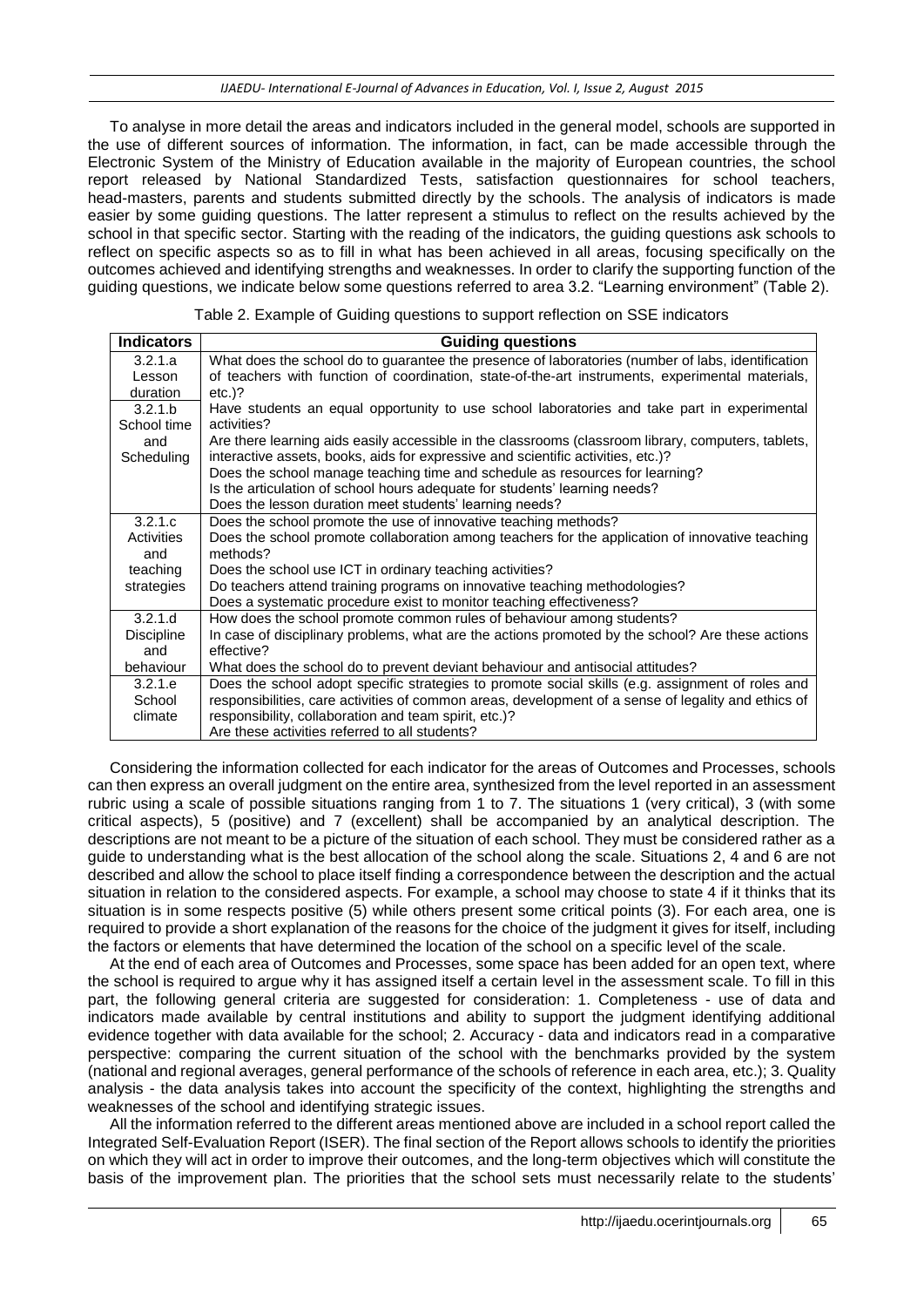To analyse in more detail the areas and indicators included in the general model, schools are supported in the use of different sources of information. The information, in fact, can be made accessible through the Electronic System of the Ministry of Education available in the majority of European countries, the school report released by National Standardized Tests, satisfaction questionnaires for school teachers, head-masters, parents and students submitted directly by the schools. The analysis of indicators is made easier by some guiding questions. The latter represent a stimulus to reflect on the results achieved by the school in that specific sector. Starting with the reading of the indicators, the guiding questions ask schools to reflect on specific aspects so as to fill in what has been achieved in all areas, focusing specifically on the outcomes achieved and identifying strengths and weaknesses. In order to clarify the supporting function of the guiding questions, we indicate below some questions referred to area 3.2. "Learning environment" (Table 2).

Table 2. Example of Guiding questions to support reflection on SSE indicators

| Indicators | Guiding questions |
|---|---|
| 3.2.1.a Lesson duration<br>3.2.1.b School time and Scheduling | What does the school do to guarantee the presence of laboratories (number of labs, identification of teachers with function of coordination, state-of-the-art instruments, experimental materials, etc.)?<br>Have students an equal opportunity to use school laboratories and take part in experimental activities?<br>Are there learning aids easily accessible in the classrooms (classroom library, computers, tablets, interactive assets, books, aids for expressive and scientific activities, etc.)?<br>Does the school manage teaching time and schedule as resources for learning?<br>Is the articulation of school hours adequate for students' learning needs?<br>Does the lesson duration meet students' learning needs? |
| 3.2.1.c Activities and teaching strategies | Does the school promote the use of innovative teaching methods?<br>Does the school promote collaboration among teachers for the application of innovative teaching methods?<br>Does the school use ICT in ordinary teaching activities?<br>Do teachers attend training programs on innovative teaching methodologies?<br>Does a systematic procedure exist to monitor teaching effectiveness? |
| 3.2.1.d Discipline and behaviour | How does the school promote common rules of behaviour among students?<br>In case of disciplinary problems, what are the actions promoted by the school? Are these actions effective?<br>What does the school do to prevent deviant behaviour and antisocial attitudes? |
| 3.2.1.e School climate | Does the school adopt specific strategies to promote social skills (e.g. assignment of roles and responsibilities, care activities of common areas, development of a sense of legality and ethics of responsibility, collaboration and team spirit, etc.)?<br>Are these activities referred to all students? |

Considering the information collected for each indicator for the areas of Outcomes and Processes, schools can then express an overall judgment on the entire area, synthesized from the level reported in an assessment rubric using a scale of possible situations ranging from 1 to 7. The situations 1 (very critical), 3 (with some critical aspects), 5 (positive) and 7 (excellent) shall be accompanied by an analytical description. The descriptions are not meant to be a picture of the situation of each school. They must be considered rather as a guide to understanding what is the best allocation of the school along the scale. Situations 2, 4 and 6 are not described and allow the school to place itself finding a correspondence between the description and the actual situation in relation to the considered aspects. For example, a school may choose to state 4 if it thinks that its situation is in some respects positive (5) while others present some critical points (3). For each area, one is required to provide a short explanation of the reasons for the choice of the judgment it gives for itself, including the factors or elements that have determined the location of the school on a specific level of the scale.

At the end of each area of Outcomes and Processes, some space has been added for an open text, where the school is required to argue why it has assigned itself a certain level in the assessment scale. To fill in this part, the following general criteria are suggested for consideration: 1. Completeness - use of data and indicators made available by central institutions and ability to support the judgment identifying additional evidence together with data available for the school; 2. Accuracy - data and indicators read in a comparative perspective: comparing the current situation of the school with the benchmarks provided by the system (national and regional averages, general performance of the schools of reference in each area, etc.); 3. Quality analysis - the data analysis takes into account the specificity of the context, highlighting the strengths and weaknesses of the school and identifying strategic issues.

All the information referred to the different areas mentioned above are included in a school report called the Integrated Self-Evaluation Report (ISER). The final section of the Report allows schools to identify the priorities on which they will act in order to improve their outcomes, and the long-term objectives which will constitute the basis of the improvement plan. The priorities that the school sets must necessarily relate to the students'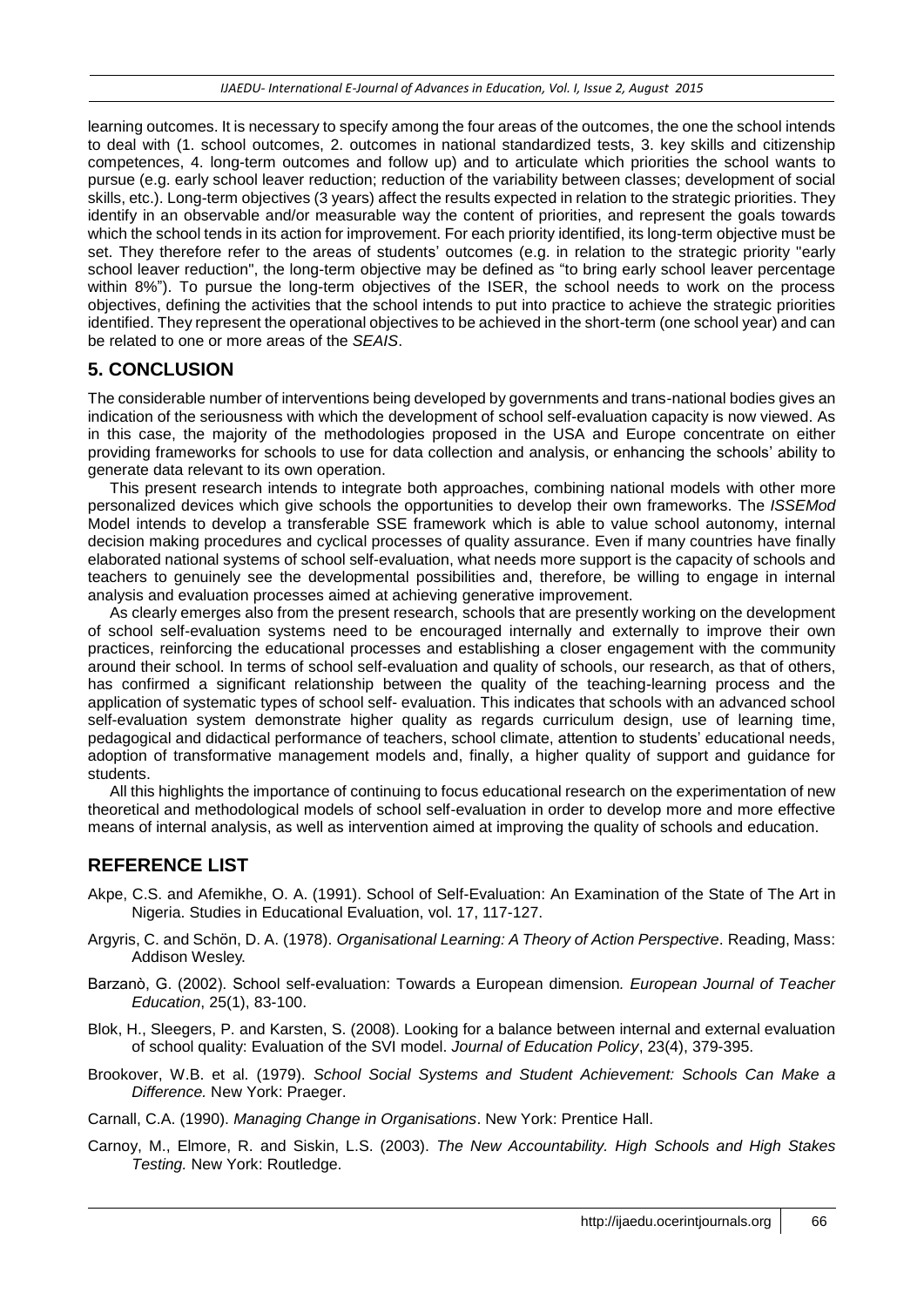learning outcomes. It is necessary to specify among the four areas of the outcomes, the one the school intends to deal with (1. school outcomes, 2. outcomes in national standardized tests, 3. key skills and citizenship competences, 4. long-term outcomes and follow up) and to articulate which priorities the school wants to pursue (e.g. early school leaver reduction; reduction of the variability between classes; development of social skills, etc.). Long-term objectives (3 years) affect the results expected in relation to the strategic priorities. They identify in an observable and/or measurable way the content of priorities, and represent the goals towards which the school tends in its action for improvement. For each priority identified, its long-term objective must be set. They therefore refer to the areas of students' outcomes (e.g. in relation to the strategic priority "early school leaver reduction", the long-term objective may be defined as "to bring early school leaver percentage within 8%"). To pursue the long-term objectives of the ISER, the school needs to work on the process objectives, defining the activities that the school intends to put into practice to achieve the strategic priorities identified. They represent the operational objectives to be achieved in the short-term (one school year) and can be related to one or more areas of the *SEAIS*.

## 5. CONCLUSION

The considerable number of interventions being developed by governments and trans-national bodies gives an indication of the seriousness with which the development of school self-evaluation capacity is now viewed. As in this case, the majority of the methodologies proposed in the USA and Europe concentrate on either providing frameworks for schools to use for data collection and analysis, or enhancing the schools' ability to generate data relevant to its own operation.

This present research intends to integrate both approaches, combining national models with other more personalized devices which give schools the opportunities to develop their own frameworks. The *ISSEMod* Model intends to develop a transferable SSE framework which is able to value school autonomy, internal decision making procedures and cyclical processes of quality assurance. Even if many countries have finally elaborated national systems of school self-evaluation, what needs more support is the capacity of schools and teachers to genuinely see the developmental possibilities and, therefore, be willing to engage in internal analysis and evaluation processes aimed at achieving generative improvement.

As clearly emerges also from the present research, schools that are presently working on the development of school self-evaluation systems need to be encouraged internally and externally to improve their own practices, reinforcing the educational processes and establishing a closer engagement with the community around their school. In terms of school self-evaluation and quality of schools, our research, as that of others, has confirmed a significant relationship between the quality of the teaching-learning process and the application of systematic types of school self- evaluation. This indicates that schools with an advanced school self-evaluation system demonstrate higher quality as regards curriculum design, use of learning time, pedagogical and didactical performance of teachers, school climate, attention to students' educational needs, adoption of transformative management models and, finally, a higher quality of support and guidance for students.

All this highlights the importance of continuing to focus educational research on the experimentation of new theoretical and methodological models of school self-evaluation in order to develop more and more effective means of internal analysis, as well as intervention aimed at improving the quality of schools and education.

## REFERENCE LIST

Akpe, C.S. and Afemikhe, O. A. (1991). School of Self-Evaluation: An Examination of the State of The Art in Nigeria. Studies in Educational Evaluation, vol. 17, 117-127.

Argyris, C. and Schön, D. A. (1978). *Organisational Learning: A Theory of Action Perspective*. Reading, Mass: Addison Wesley.

Barzanò, G. (2002). School self-evaluation: Towards a European dimension. *European Journal of Teacher Education*, 25(1), 83-100.

Blok, H., Sleegers, P. and Karsten, S. (2008). Looking for a balance between internal and external evaluation of school quality: Evaluation of the SVI model. *Journal of Education Policy*, 23(4), 379-395.

Brookover, W.B. et al. (1979). *School Social Systems and Student Achievement: Schools Can Make a Difference.* New York: Praeger.

Carnall, C.A. (1990). *Managing Change in Organisations*. New York: Prentice Hall.

Carnoy, M., Elmore, R. and Siskin, L.S. (2003). *The New Accountability. High Schools and High Stakes Testing.* New York: Routledge.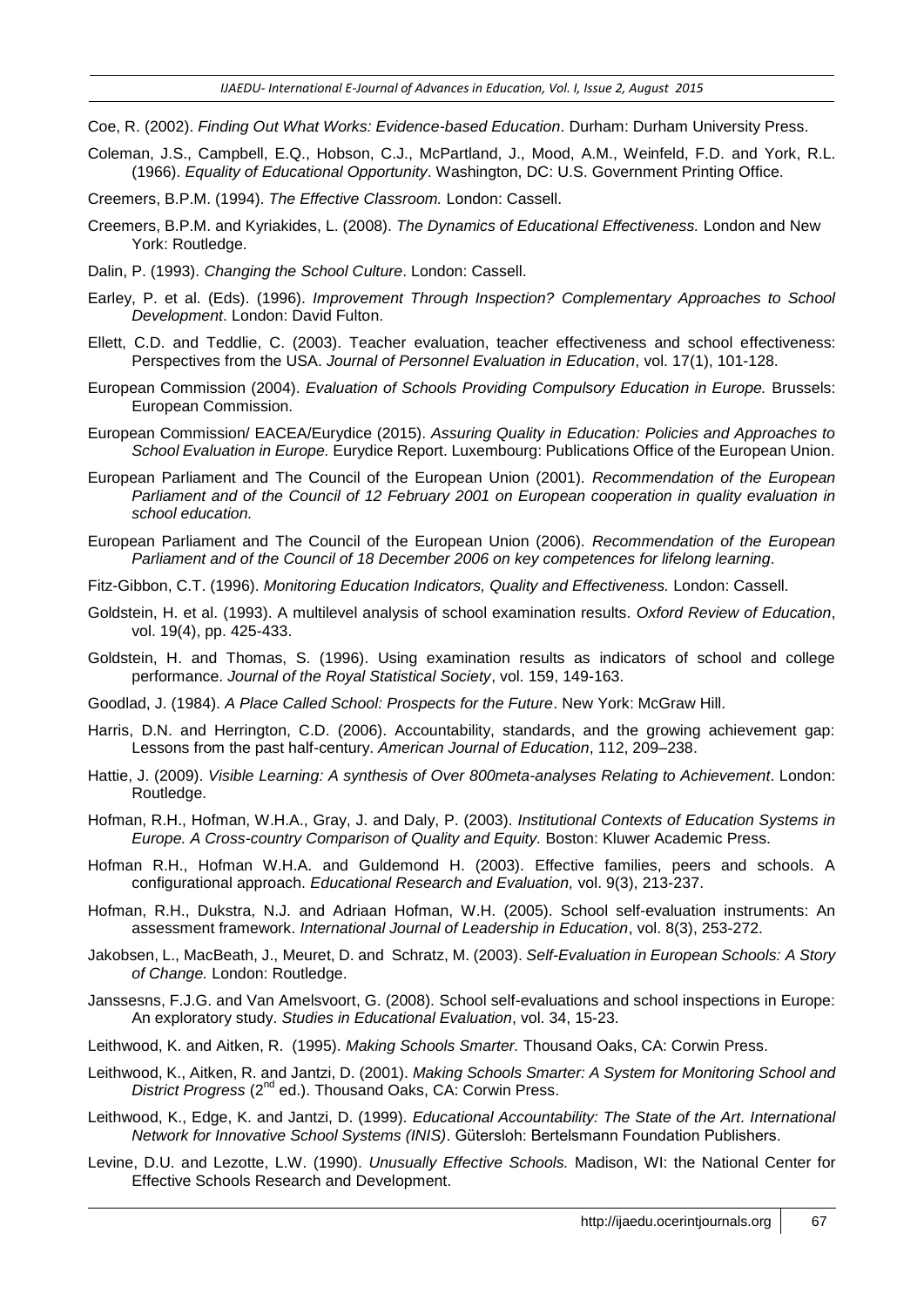Coe, R. (2002). *Finding Out What Works: Evidence-based Education*. Durham: Durham University Press.

Coleman, J.S., Campbell, E.Q., Hobson, C.J., McPartland, J., Mood, A.M., Weinfeld, F.D. and York, R.L. (1966). *Equality of Educational Opportunity*. Washington, DC: U.S. Government Printing Office.

Creemers, B.P.M. (1994). *The Effective Classroom.* London: Cassell.

Creemers, B.P.M. and Kyriakides, L. (2008). *The Dynamics of Educational Effectiveness.* London and New York: Routledge.

Dalin, P. (1993). *Changing the School Culture*. London: Cassell.

Earley, P. et al. (Eds). (1996). *Improvement Through Inspection? Complementary Approaches to School Development*. London: David Fulton.

Ellett, C.D. and Teddlie, C. (2003). Teacher evaluation, teacher effectiveness and school effectiveness: Perspectives from the USA. *Journal of Personnel Evaluation in Education*, vol. 17(1), 101-128.

European Commission (2004). *Evaluation of Schools Providing Compulsory Education in Europe.* Brussels: European Commission.

European Commission/ EACEA/Eurydice (2015). *Assuring Quality in Education: Policies and Approaches to School Evaluation in Europe.* Eurydice Report. Luxembourg: Publications Office of the European Union.

European Parliament and The Council of the European Union (2001). *Recommendation of the European Parliament and of the Council of 12 February 2001 on European cooperation in quality evaluation in school education.*

European Parliament and The Council of the European Union (2006). *Recommendation of the European Parliament and of the Council of 18 December 2006 on key competences for lifelong learning.*

Fitz-Gibbon, C.T. (1996). *Monitoring Education Indicators, Quality and Effectiveness.* London: Cassell.

Goldstein, H. et al. (1993). A multilevel analysis of school examination results. *Oxford Review of Education*, vol. 19(4), pp. 425-433.

Goldstein, H. and Thomas, S. (1996). Using examination results as indicators of school and college performance. *Journal of the Royal Statistical Society*, vol. 159, 149-163.

Goodlad, J. (1984). *A Place Called School: Prospects for the Future*. New York: McGraw Hill.

Harris, D.N. and Herrington, C.D. (2006). Accountability, standards, and the growing achievement gap: Lessons from the past half-century. *American Journal of Education*, 112, 209–238.

Hattie, J. (2009). *Visible Learning: A synthesis of Over 800meta-analyses Relating to Achievement*. London: Routledge.

Hofman, R.H., Hofman, W.H.A., Gray, J. and Daly, P. (2003). *Institutional Contexts of Education Systems in Europe. A Cross-country Comparison of Quality and Equity.* Boston: Kluwer Academic Press.

Hofman R.H., Hofman W.H.A. and Guldemond H. (2003). Effective families, peers and schools. A configurational approach. *Educational Research and Evaluation,* vol. 9(3), 213-237.

Hofman, R.H., Dukstra, N.J. and Adriaan Hofman, W.H. (2005). School self-evaluation instruments: An assessment framework. *International Journal of Leadership in Education*, vol. 8(3), 253-272.

Jakobsen, L., MacBeath, J., Meuret, D. and Schratz, M. (2003). *Self-Evaluation in European Schools: A Story of Change.* London: Routledge.

Janssesns, F.J.G. and Van Amelsvoort, G. (2008). School self-evaluations and school inspections in Europe: An exploratory study. *Studies in Educational Evaluation*, vol. 34, 15-23.

Leithwood, K. and Aitken, R. (1995). *Making Schools Smarter.* Thousand Oaks, CA: Corwin Press.

Leithwood, K., Aitken, R. and Jantzi, D. (2001). *Making Schools Smarter: A System for Monitoring School and District Progress* (2nd ed.). Thousand Oaks, CA: Corwin Press.

Leithwood, K., Edge, K. and Jantzi, D. (1999). *Educational Accountability: The State of the Art. International Network for Innovative School Systems (INIS)*. Gütersloh: Bertelsmann Foundation Publishers.

Levine, D.U. and Lezotte, L.W. (1990). *Unusually Effective Schools.* Madison, WI: the National Center for Effective Schools Research and Development.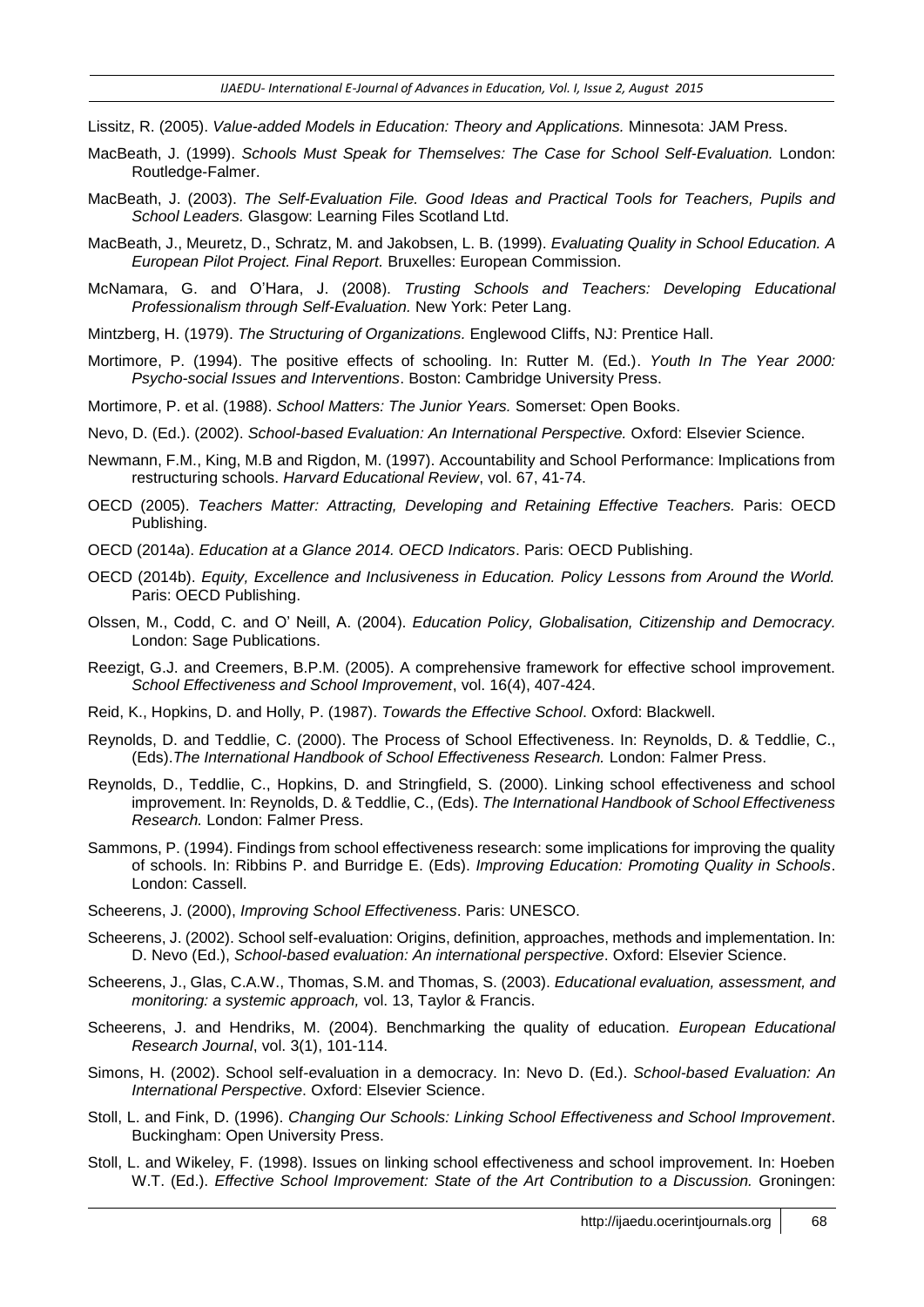Lissitz, R. (2005). *Value-added Models in Education: Theory and Applications.* Minnesota: JAM Press.

MacBeath, J. (1999). *Schools Must Speak for Themselves: The Case for School Self-Evaluation.* London: Routledge-Falmer.

MacBeath, J. (2003). *The Self-Evaluation File. Good Ideas and Practical Tools for Teachers, Pupils and School Leaders.* Glasgow: Learning Files Scotland Ltd.

MacBeath, J., Meuretz, D., Schratz, M. and Jakobsen, L. B. (1999). *Evaluating Quality in School Education. A European Pilot Project. Final Report.* Bruxelles: European Commission.

McNamara, G. and O'Hara, J. (2008). *Trusting Schools and Teachers: Developing Educational Professionalism through Self-Evaluation.* New York: Peter Lang.

Mintzberg, H. (1979). *The Structuring of Organizations.* Englewood Cliffs, NJ: Prentice Hall.

Mortimore, P. (1994). The positive effects of schooling. In: Rutter M. (Ed.). *Youth In The Year 2000: Psycho-social Issues and Interventions*. Boston: Cambridge University Press.

Mortimore, P. et al. (1988). *School Matters: The Junior Years.* Somerset: Open Books.

Nevo, D. (Ed.). (2002). *School-based Evaluation: An International Perspective.* Oxford: Elsevier Science.

Newmann, F.M., King, M.B and Rigdon, M. (1997). Accountability and School Performance: Implications from restructuring schools. *Harvard Educational Review*, vol. 67, 41-74.

OECD (2005). *Teachers Matter: Attracting, Developing and Retaining Effective Teachers.* Paris: OECD Publishing.

OECD (2014a). *Education at a Glance 2014. OECD Indicators*. Paris: OECD Publishing.

OECD (2014b). *Equity, Excellence and Inclusiveness in Education. Policy Lessons from Around the World.* Paris: OECD Publishing.

Olssen, M., Codd, C. and O' Neill, A. (2004). *Education Policy, Globalisation, Citizenship and Democracy.* London: Sage Publications.

Reezigt, G.J. and Creemers, B.P.M. (2005). A comprehensive framework for effective school improvement. *School Effectiveness and School Improvement*, vol. 16(4), 407-424.

Reid, K., Hopkins, D. and Holly, P. (1987). *Towards the Effective School*. Oxford: Blackwell.

Reynolds, D. and Teddlie, C. (2000). The Process of School Effectiveness. In: Reynolds, D. & Teddlie, C., (Eds).*The International Handbook of School Effectiveness Research.* London: Falmer Press.

Reynolds, D., Teddlie, C., Hopkins, D. and Stringfield, S. (2000). Linking school effectiveness and school improvement. In: Reynolds, D. & Teddlie, C., (Eds). *The International Handbook of School Effectiveness Research.* London: Falmer Press.

Sammons, P. (1994). Findings from school effectiveness research: some implications for improving the quality of schools. In: Ribbins P. and Burridge E. (Eds). *Improving Education: Promoting Quality in Schools*. London: Cassell.

Scheerens, J. (2000), *Improving School Effectiveness*. Paris: UNESCO.

Scheerens, J. (2002). School self-evaluation: Origins, definition, approaches, methods and implementation. In: D. Nevo (Ed.), *School-based evaluation: An international perspective*. Oxford: Elsevier Science.

Scheerens, J., Glas, C.A.W., Thomas, S.M. and Thomas, S. (2003). *Educational evaluation, assessment, and monitoring: a systemic approach,* vol. 13, Taylor & Francis.

Scheerens, J. and Hendriks, M. (2004). Benchmarking the quality of education. *European Educational Research Journal*, vol. 3(1), 101-114.

Simons, H. (2002). School self-evaluation in a democracy. In: Nevo D. (Ed.). *School-based Evaluation: An International Perspective*. Oxford: Elsevier Science.

Stoll, L. and Fink, D. (1996). *Changing Our Schools: Linking School Effectiveness and School Improvement*. Buckingham: Open University Press.

Stoll, L. and Wikeley, F. (1998). Issues on linking school effectiveness and school improvement. In: Hoeben W.T. (Ed.). *Effective School Improvement: State of the Art Contribution to a Discussion.* Groningen: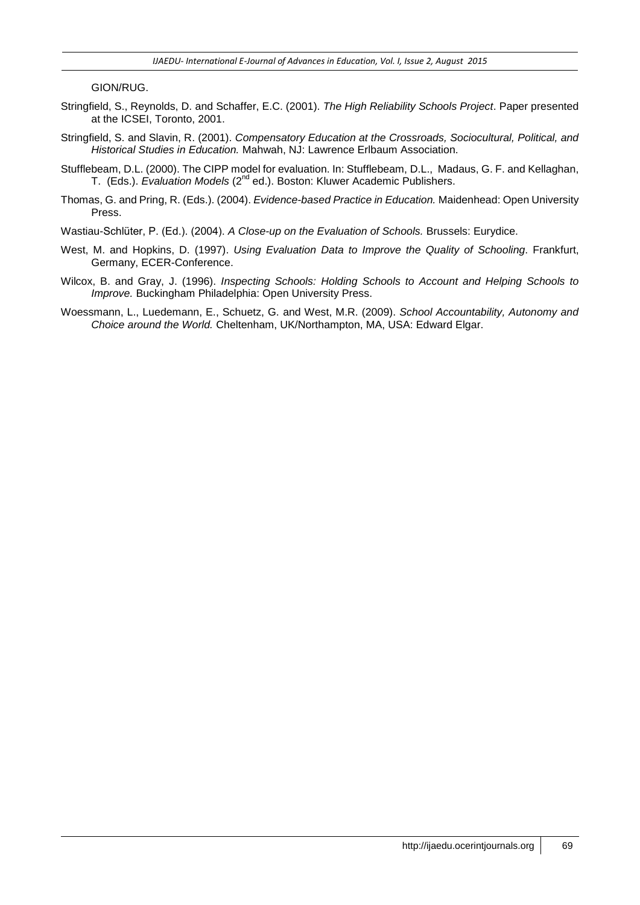GION/RUG.

Stringfield, S., Reynolds, D. and Schaffer, E.C. (2001). *The High Reliability Schools Project*. Paper presented at the ICSEI, Toronto, 2001.

Stringfield, S. and Slavin, R. (2001). *Compensatory Education at the Crossroads, Sociocultural, Political, and Historical Studies in Education.* Mahwah, NJ: Lawrence Erlbaum Association.

Stufflebeam, D.L. (2000). The CIPP model for evaluation. In: Stufflebeam, D.L., Madaus, G. F. and Kellaghan, T. (Eds.). *Evaluation Models* (2nd ed.). Boston: Kluwer Academic Publishers.

Thomas, G. and Pring, R. (Eds.). (2004). *Evidence-based Practice in Education.* Maidenhead: Open University Press.

Wastiau-Schlüter, P. (Ed.). (2004). *A Close-up on the Evaluation of Schools.* Brussels: Eurydice.

West, M. and Hopkins, D. (1997). *Using Evaluation Data to Improve the Quality of Schooling*. Frankfurt, Germany, ECER-Conference.

Wilcox, B. and Gray, J. (1996). *Inspecting Schools: Holding Schools to Account and Helping Schools to Improve.* Buckingham Philadelphia: Open University Press.

Woessmann, L., Luedemann, E., Schuetz, G. and West, M.R. (2009). *School Accountability, Autonomy and Choice around the World.* Cheltenham, UK/Northampton, MA, USA: Edward Elgar.